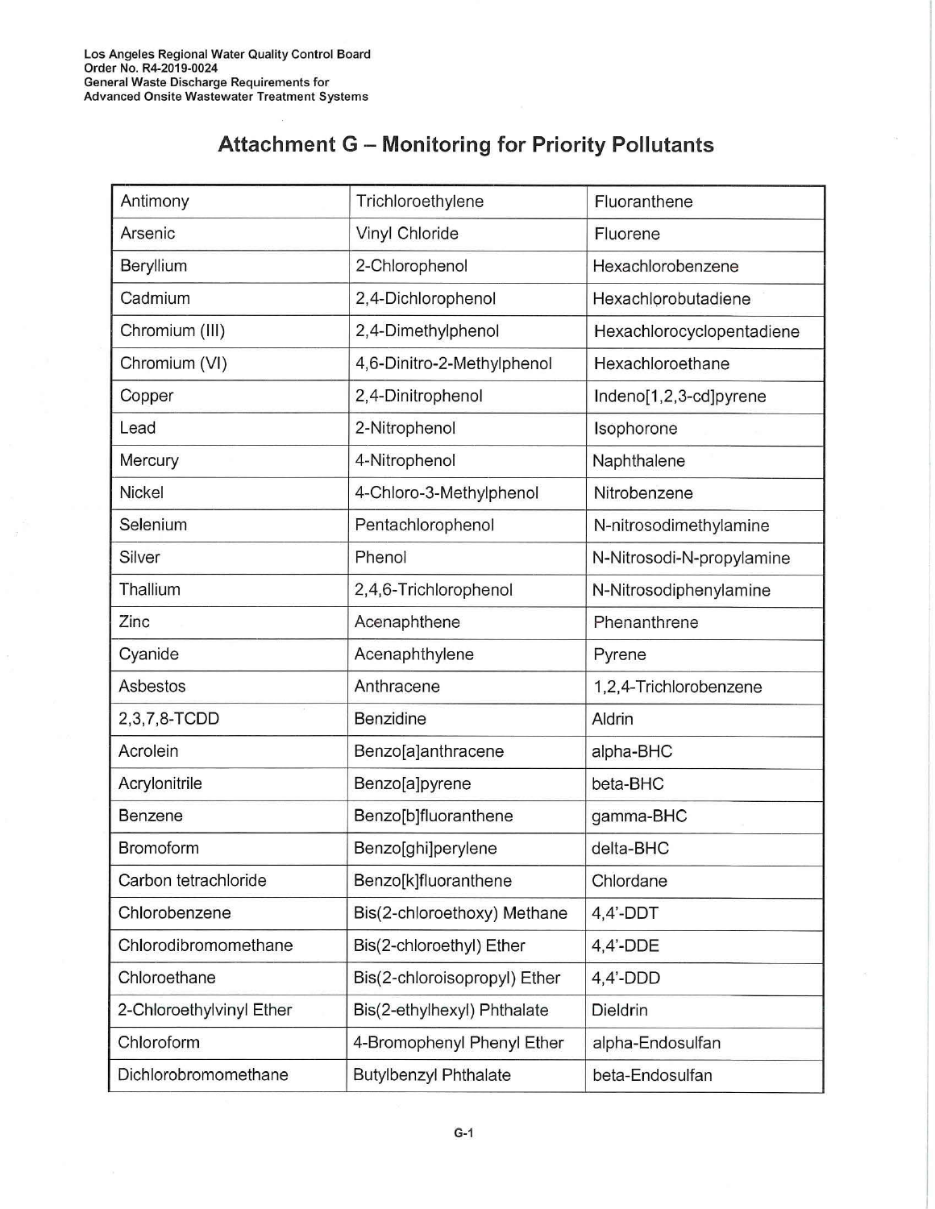Los Angeles Regional Water Quality Control Board
Order No. R4-2019-0024
General Waste Discharge Requirements for
Advanced Onsite Wastewater Treatment Systems

# Attachment G – Monitoring for Priority Pollutants

| | | |
|---|---|---|
| Antimony | Trichloroethylene | Fluoranthene |
| Arsenic | Vinyl Chloride | Fluorene |
| Beryllium | 2-Chlorophenol | Hexachlorobenzene |
| Cadmium | 2,4-Dichlorophenol | Hexachlorobutadiene |
| Chromium (III) | 2,4-Dimethylphenol | Hexachlorocyclopentadiene |
| Chromium (VI) | 4,6-Dinitro-2-Methylphenol | Hexachloroethane |
| Copper | 2,4-Dinitrophenol | Indeno[1,2,3-cd]pyrene |
| Lead | 2-Nitrophenol | Isophorone |
| Mercury | 4-Nitrophenol | Naphthalene |
| Nickel | 4-Chloro-3-Methylphenol | Nitrobenzene |
| Selenium | Pentachlorophenol | N-nitrosodimethylamine |
| Silver | Phenol | N-Nitrosodi-N-propylamine |
| Thallium | 2,4,6-Trichlorophenol | N-Nitrosodiphenylamine |
| Zinc | Acenaphthene | Phenanthrene |
| Cyanide | Acenaphthylene | Pyrene |
| Asbestos | Anthracene | 1,2,4-Trichlorobenzene |
| 2,3,7,8-TCDD | Benzidine | Aldrin |
| Acrolein | Benzo[a]anthracene | alpha-BHC |
| Acrylonitrile | Benzo[a]pyrene | beta-BHC |
| Benzene | Benzo[b]fluoranthene | gamma-BHC |
| Bromoform | Benzo[ghi]perylene | delta-BHC |
| Carbon tetrachloride | Benzo[k]fluoranthene | Chlordane |
| Chlorobenzene | Bis(2-chloroethoxy) Methane | 4,4'-DDT |
| Chlorodibromomethane | Bis(2-chloroethyl) Ether | 4,4'-DDE |
| Chloroethane | Bis(2-chloroisopropyl) Ether | 4,4'-DDD |
| 2-Chloroethylvinyl Ether | Bis(2-ethylhexyl) Phthalate | Dieldrin |
| Chloroform | 4-Bromophenyl Phenyl Ether | alpha-Endosulfan |
| Dichlorobromomethane | Butylbenzyl Phthalate | beta-Endosulfan |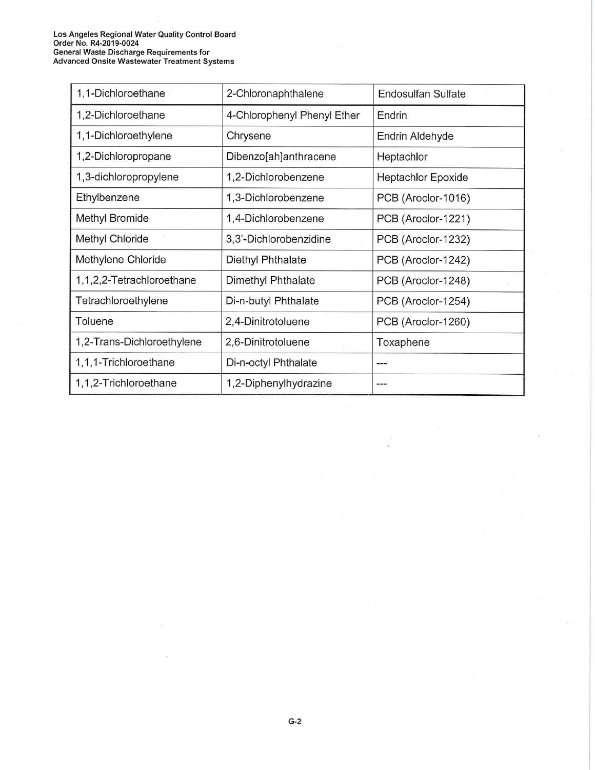| | | |
|---|---|---|
| 1,1-Dichloroethane | 2-Chloronaphthalene | Endosulfan Sulfate |
| 1,2-Dichloroethane | 4-Chlorophenyl Phenyl Ether | Endrin |
| 1,1-Dichloroethylene | Chrysene | Endrin Aldehyde |
| 1,2-Dichloropropane | Dibenzo[ah]anthracene | Heptachlor |
| 1,3-dichloropropylene | 1,2-Dichlorobenzene | Heptachlor Epoxide |
| Ethylbenzene | 1,3-Dichlorobenzene | PCB (Aroclor-1016) |
| Methyl Bromide | 1,4-Dichlorobenzene | PCB (Aroclor-1221) |
| Methyl Chloride | 3,3'-Dichlorobenzidine | PCB (Aroclor-1232) |
| Methylene Chloride | Diethyl Phthalate | PCB (Aroclor-1242) |
| 1,1,2,2-Tetrachloroethane | Dimethyl Phthalate | PCB (Aroclor-1248) |
| Tetrachloroethylene | Di-n-butyl Phthalate | PCB (Aroclor-1254) |
| Toluene | 2,4-Dinitrotoluene | PCB (Aroclor-1260) |
| 1,2-Trans-Dichloroethylene | 2,6-Dinitrotoluene | Toxaphene |
| 1,1,1-Trichloroethane | Di-n-octyl Phthalate | --- |
| 1,1,2-Trichloroethane | 1,2-Diphenylhydrazine | --- |